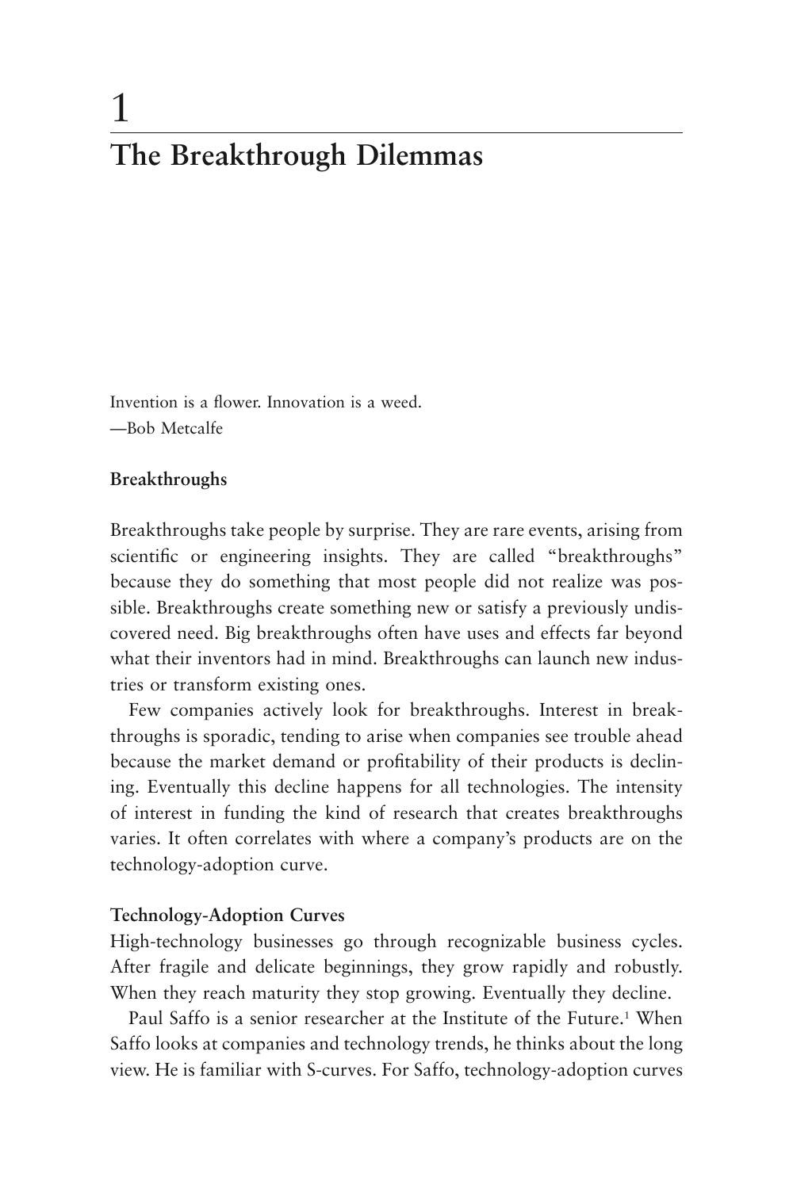# 1 The Breakthrough Dilemmas

Invention is a flower. Innovation is a weed.
—Bob Metcalfe

### Breakthroughs

Breakthroughs take people by surprise. They are rare events, arising from scientific or engineering insights. They are called "breakthroughs" because they do something that most people did not realize was possible. Breakthroughs create something new or satisfy a previously undiscovered need. Big breakthroughs often have uses and effects far beyond what their inventors had in mind. Breakthroughs can launch new industries or transform existing ones.

Few companies actively look for breakthroughs. Interest in breakthroughs is sporadic, tending to arise when companies see trouble ahead because the market demand or profitability of their products is declining. Eventually this decline happens for all technologies. The intensity of interest in funding the kind of research that creates breakthroughs varies. It often correlates with where a company's products are on the technology-adoption curve.

### Technology-Adoption Curves

High-technology businesses go through recognizable business cycles. After fragile and delicate beginnings, they grow rapidly and robustly. When they reach maturity they stop growing. Eventually they decline.

Paul Saffo is a senior researcher at the Institute of the Future.[1] When Saffo looks at companies and technology trends, he thinks about the long view. He is familiar with S-curves. For Saffo, technology-adoption curves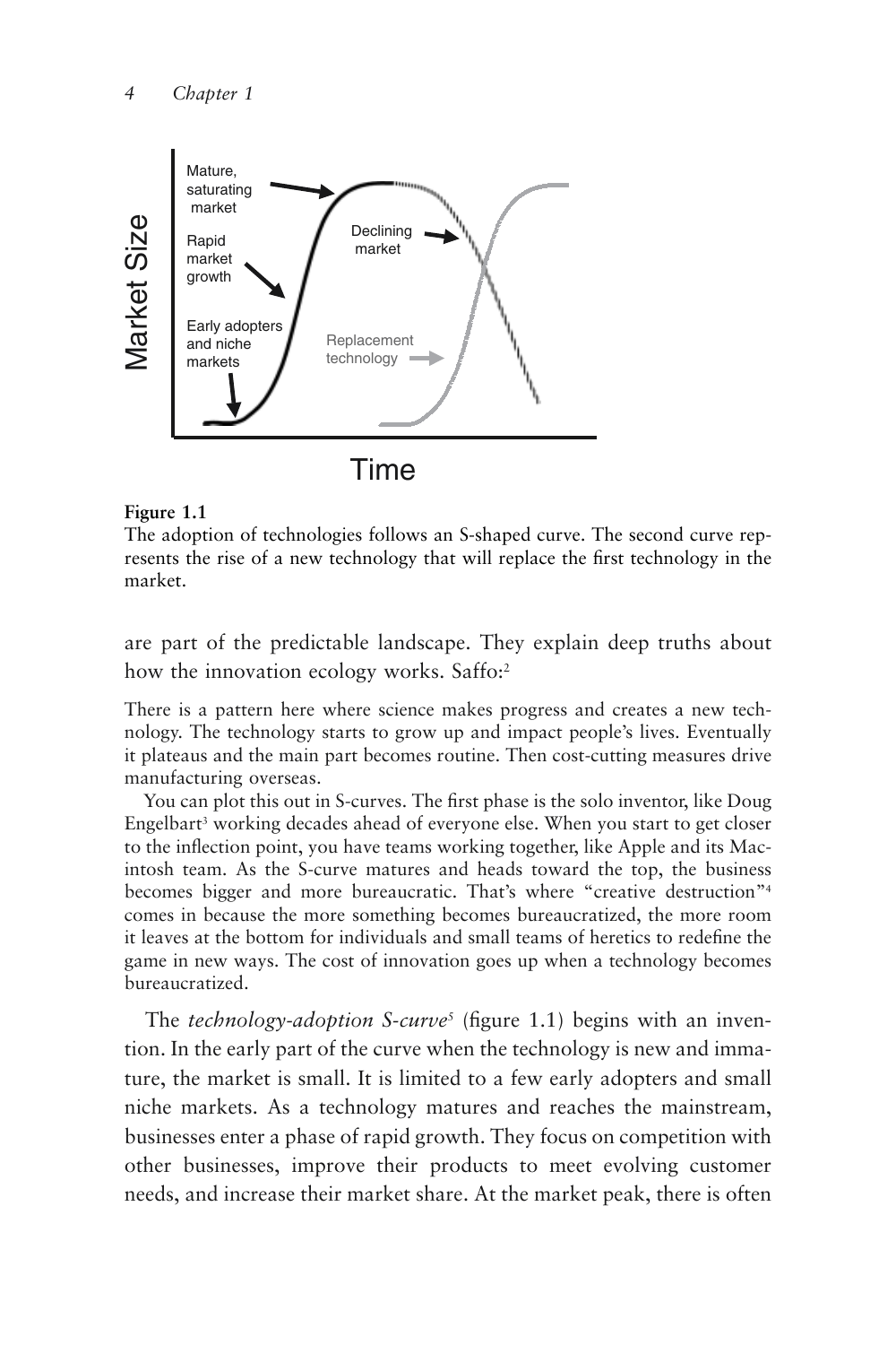**Figure 1.1**
The adoption of technologies follows an S-shaped curve. The second curve represents the rise of a new technology that will replace the first technology in the market.

are part of the predictable landscape. They explain deep truths about how the innovation ecology works. Saffo:[2]

> There is a pattern here where science makes progress and creates a new technology. The technology starts to grow up and impact people's lives. Eventually it plateaus and the main part becomes routine. Then cost-cutting measures drive manufacturing overseas.
>
> You can plot this out in S-curves. The first phase is the solo inventor, like Doug Engelbart[3] working decades ahead of everyone else. When you start to get closer to the inflection point, you have teams working together, like Apple and its Macintosh team. As the S-curve matures and heads toward the top, the business becomes bigger and more bureaucratic. That's where "creative destruction"[4] comes in because the more something becomes bureaucratized, the more room it leaves at the bottom for individuals and small teams of heretics to redefine the game in new ways. The cost of innovation goes up when a technology becomes bureaucratized.

The *technology-adoption S-curve*[5] (figure 1.1) begins with an invention. In the early part of the curve when the technology is new and immature, the market is small. It is limited to a few early adopters and small niche markets. As a technology matures and reaches the mainstream, businesses enter a phase of rapid growth. They focus on competition with other businesses, improve their products to meet evolving customer needs, and increase their market share. At the market peak, there is often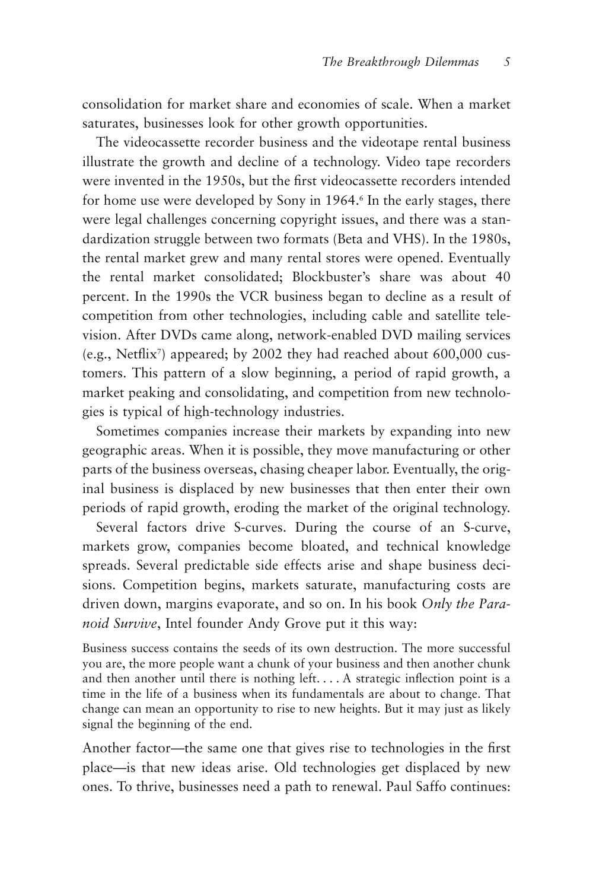consolidation for market share and economies of scale. When a market saturates, businesses look for other growth opportunities.

The videocassette recorder business and the videotape rental business illustrate the growth and decline of a technology. Video tape recorders were invented in the 1950s, but the first videocassette recorders intended for home use were developed by Sony in 1964.[6] In the early stages, there were legal challenges concerning copyright issues, and there was a standardization struggle between two formats (Beta and VHS). In the 1980s, the rental market grew and many rental stores were opened. Eventually the rental market consolidated; Blockbuster's share was about 40 percent. In the 1990s the VCR business began to decline as a result of competition from other technologies, including cable and satellite television. After DVDs came along, network-enabled DVD mailing services (e.g., Netflix[7]) appeared; by 2002 they had reached about 600,000 customers. This pattern of a slow beginning, a period of rapid growth, a market peaking and consolidating, and competition from new technologies is typical of high-technology industries.

Sometimes companies increase their markets by expanding into new geographic areas. When it is possible, they move manufacturing or other parts of the business overseas, chasing cheaper labor. Eventually, the original business is displaced by new businesses that then enter their own periods of rapid growth, eroding the market of the original technology.

Several factors drive S-curves. During the course of an S-curve, markets grow, companies become bloated, and technical knowledge spreads. Several predictable side effects arise and shape business decisions. Competition begins, markets saturate, manufacturing costs are driven down, margins evaporate, and so on. In his book *Only the Paranoid Survive*, Intel founder Andy Grove put it this way:

> Business success contains the seeds of its own destruction. The more successful you are, the more people want a chunk of your business and then another chunk and then another until there is nothing left. . . . A strategic inflection point is a time in the life of a business when its fundamentals are about to change. That change can mean an opportunity to rise to new heights. But it may just as likely signal the beginning of the end.

Another factor—the same one that gives rise to technologies in the first place—is that new ideas arise. Old technologies get displaced by new ones. To thrive, businesses need a path to renewal. Paul Saffo continues: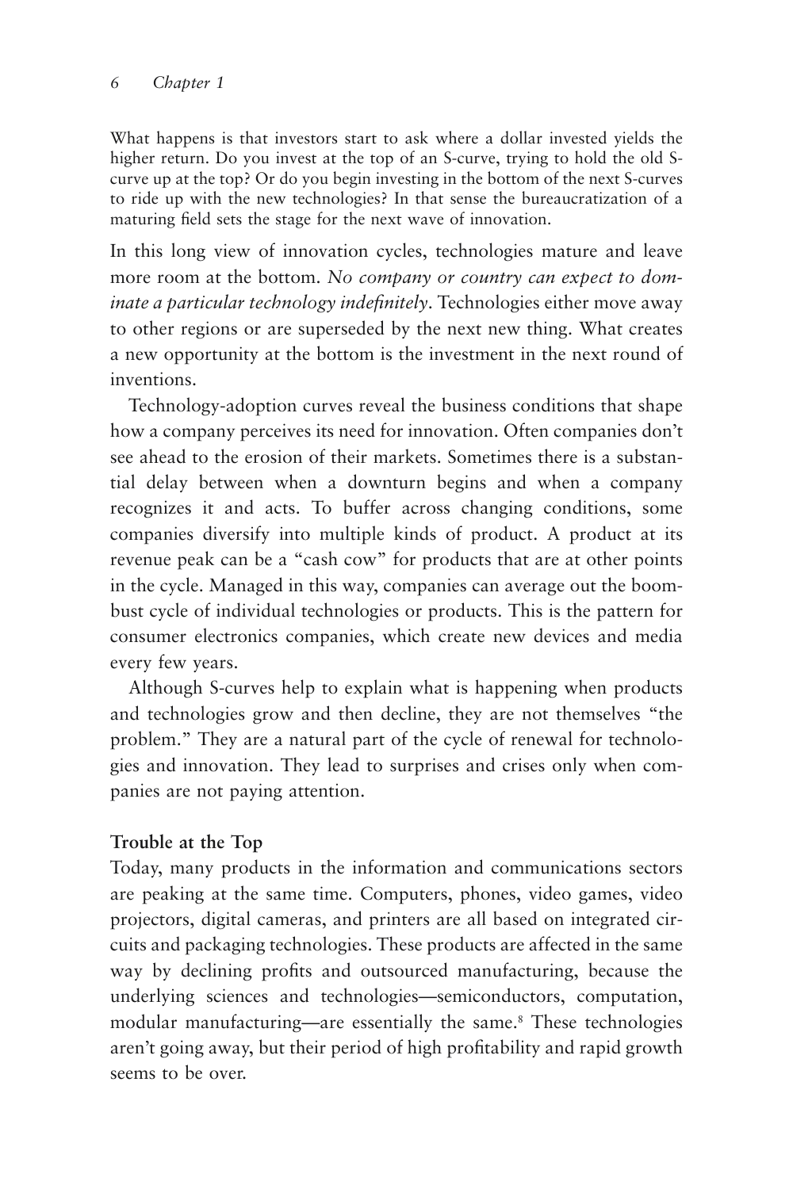What happens is that investors start to ask where a dollar invested yields the higher return. Do you invest at the top of an S-curve, trying to hold the old S-curve up at the top? Or do you begin investing in the bottom of the next S-curves to ride up with the new technologies? In that sense the bureaucratization of a maturing field sets the stage for the next wave of innovation.

In this long view of innovation cycles, technologies mature and leave more room at the bottom. *No company or country can expect to dominate a particular technology indefinitely*. Technologies either move away to other regions or are superseded by the next new thing. What creates a new opportunity at the bottom is the investment in the next round of inventions.

Technology-adoption curves reveal the business conditions that shape how a company perceives its need for innovation. Often companies don't see ahead to the erosion of their markets. Sometimes there is a substantial delay between when a downturn begins and when a company recognizes it and acts. To buffer across changing conditions, some companies diversify into multiple kinds of product. A product at its revenue peak can be a "cash cow" for products that are at other points in the cycle. Managed in this way, companies can average out the boom-bust cycle of individual technologies or products. This is the pattern for consumer electronics companies, which create new devices and media every few years.

Although S-curves help to explain what is happening when products and technologies grow and then decline, they are not themselves "the problem." They are a natural part of the cycle of renewal for technologies and innovation. They lead to surprises and crises only when companies are not paying attention.

### Trouble at the Top

Today, many products in the information and communications sectors are peaking at the same time. Computers, phones, video games, video projectors, digital cameras, and printers are all based on integrated circuits and packaging technologies. These products are affected in the same way by declining profits and outsourced manufacturing, because the underlying sciences and technologies—semiconductors, computation, modular manufacturing—are essentially the same.[8] These technologies aren't going away, but their period of high profitability and rapid growth seems to be over.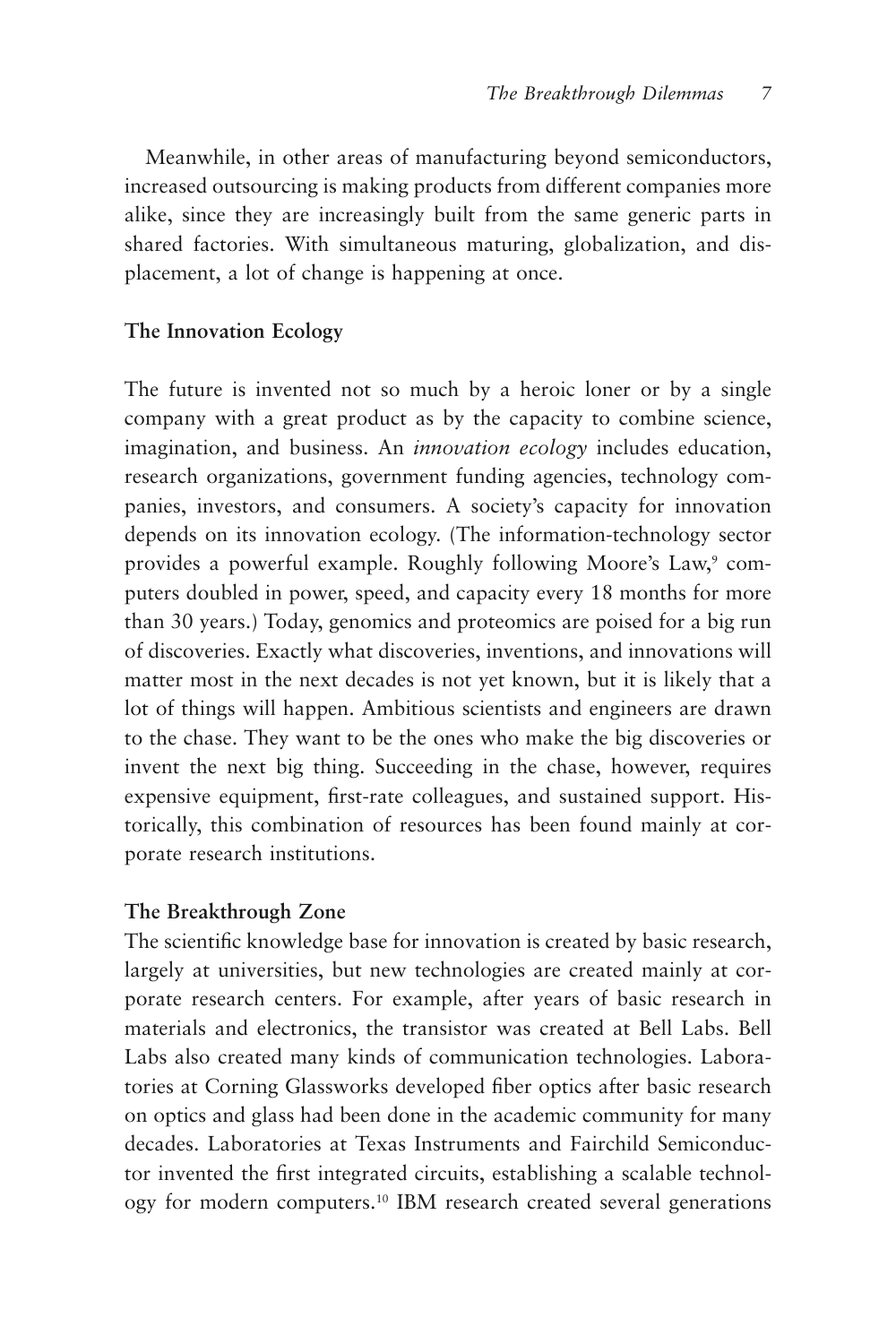Meanwhile, in other areas of manufacturing beyond semiconductors, increased outsourcing is making products from different companies more alike, since they are increasingly built from the same generic parts in shared factories. With simultaneous maturing, globalization, and displacement, a lot of change is happening at once.

### The Innovation Ecology

The future is invented not so much by a heroic loner or by a single company with a great product as by the capacity to combine science, imagination, and business. An *innovation ecology* includes education, research organizations, government funding agencies, technology companies, investors, and consumers. A society's capacity for innovation depends on its innovation ecology. (The information-technology sector provides a powerful example. Roughly following Moore's Law,[9] computers doubled in power, speed, and capacity every 18 months for more than 30 years.) Today, genomics and proteomics are poised for a big run of discoveries. Exactly what discoveries, inventions, and innovations will matter most in the next decades is not yet known, but it is likely that a lot of things will happen. Ambitious scientists and engineers are drawn to the chase. They want to be the ones who make the big discoveries or invent the next big thing. Succeeding in the chase, however, requires expensive equipment, first-rate colleagues, and sustained support. Historically, this combination of resources has been found mainly at corporate research institutions.

### The Breakthrough Zone

The scientific knowledge base for innovation is created by basic research, largely at universities, but new technologies are created mainly at corporate research centers. For example, after years of basic research in materials and electronics, the transistor was created at Bell Labs. Bell Labs also created many kinds of communication technologies. Laboratories at Corning Glassworks developed fiber optics after basic research on optics and glass had been done in the academic community for many decades. Laboratories at Texas Instruments and Fairchild Semiconductor invented the first integrated circuits, establishing a scalable technology for modern computers.[10] IBM research created several generations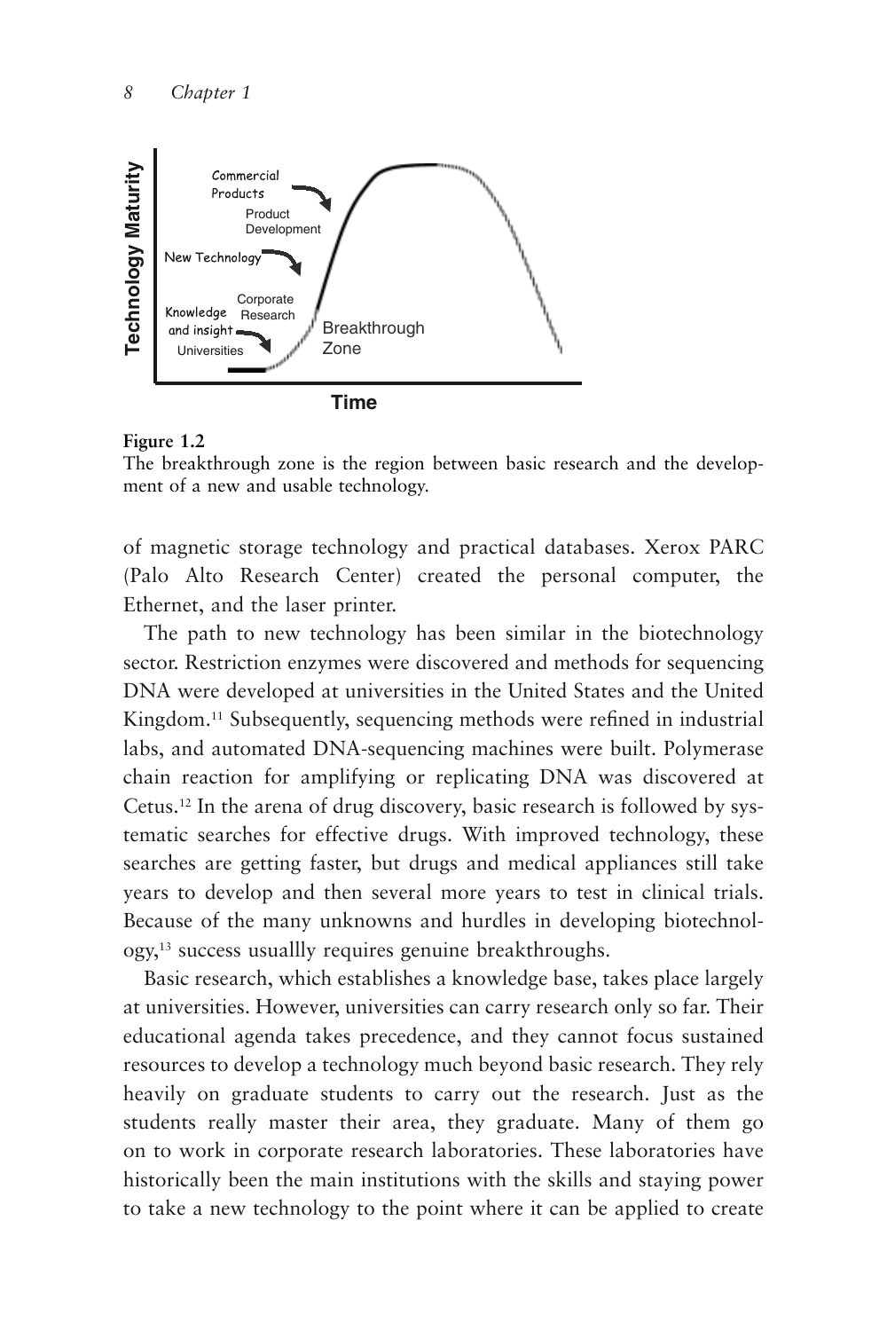**Figure 1.2**
The breakthrough zone is the region between basic research and the development of a new and usable technology.

of magnetic storage technology and practical databases. Xerox PARC (Palo Alto Research Center) created the personal computer, the Ethernet, and the laser printer.

The path to new technology has been similar in the biotechnology sector. Restriction enzymes were discovered and methods for sequencing DNA were developed at universities in the United States and the United Kingdom.[11] Subsequently, sequencing methods were refined in industrial labs, and automated DNA-sequencing machines were built. Polymerase chain reaction for amplifying or replicating DNA was discovered at Cetus.[12] In the arena of drug discovery, basic research is followed by systematic searches for effective drugs. With improved technology, these searches are getting faster, but drugs and medical appliances still take years to develop and then several more years to test in clinical trials. Because of the many unknowns and hurdles in developing biotechnology,[13] success usuallly requires genuine breakthroughs.

Basic research, which establishes a knowledge base, takes place largely at universities. However, universities can carry research only so far. Their educational agenda takes precedence, and they cannot focus sustained resources to develop a technology much beyond basic research. They rely heavily on graduate students to carry out the research. Just as the students really master their area, they graduate. Many of them go on to work in corporate research laboratories. These laboratories have historically been the main institutions with the skills and staying power to take a new technology to the point where it can be applied to create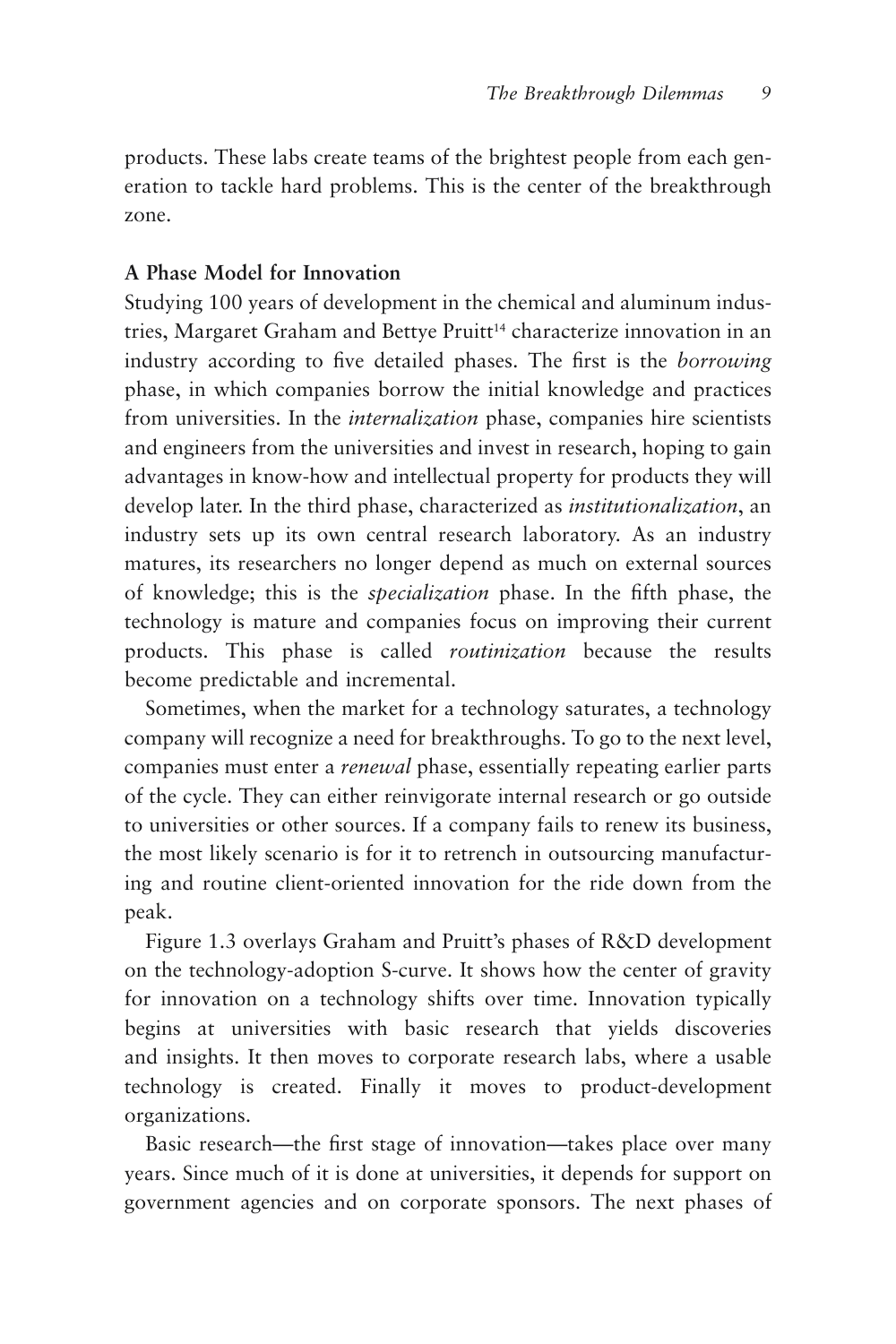products. These labs create teams of the brightest people from each generation to tackle hard problems. This is the center of the breakthrough zone.

### A Phase Model for Innovation

Studying 100 years of development in the chemical and aluminum industries, Margaret Graham and Bettye Pruitt[14] characterize innovation in an industry according to five detailed phases. The first is the *borrowing* phase, in which companies borrow the initial knowledge and practices from universities. In the *internalization* phase, companies hire scientists and engineers from the universities and invest in research, hoping to gain advantages in know-how and intellectual property for products they will develop later. In the third phase, characterized as *institutionalization*, an industry sets up its own central research laboratory. As an industry matures, its researchers no longer depend as much on external sources of knowledge; this is the *specialization* phase. In the fifth phase, the technology is mature and companies focus on improving their current products. This phase is called *routinization* because the results become predictable and incremental.

Sometimes, when the market for a technology saturates, a technology company will recognize a need for breakthroughs. To go to the next level, companies must enter a *renewal* phase, essentially repeating earlier parts of the cycle. They can either reinvigorate internal research or go outside to universities or other sources. If a company fails to renew its business, the most likely scenario is for it to retrench in outsourcing manufacturing and routine client-oriented innovation for the ride down from the peak.

Figure 1.3 overlays Graham and Pruitt's phases of R&D development on the technology-adoption S-curve. It shows how the center of gravity for innovation on a technology shifts over time. Innovation typically begins at universities with basic research that yields discoveries and insights. It then moves to corporate research labs, where a usable technology is created. Finally it moves to product-development organizations.

Basic research—the first stage of innovation—takes place over many years. Since much of it is done at universities, it depends for support on government agencies and on corporate sponsors. The next phases of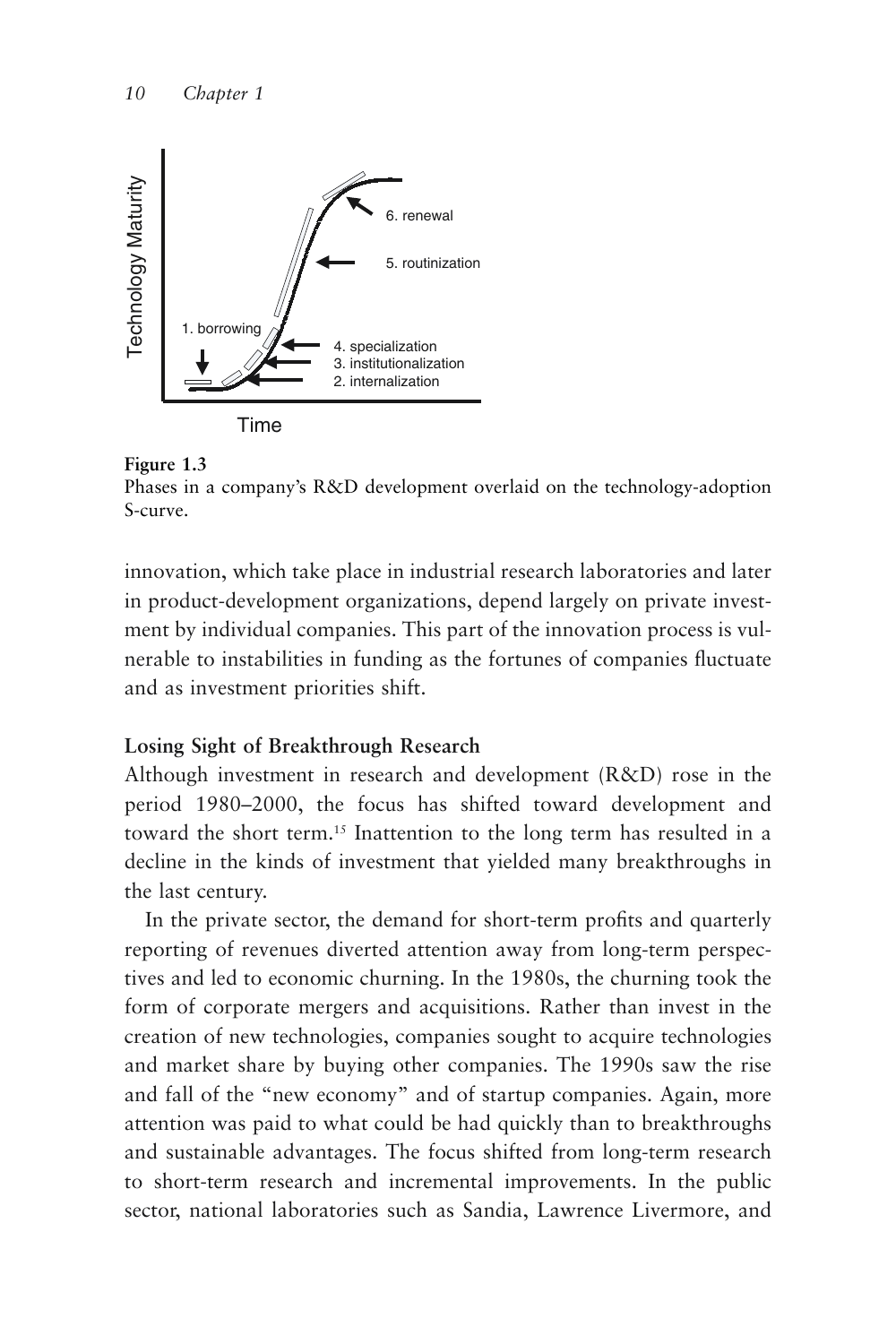**Figure 1.3**
Phases in a company's R&D development overlaid on the technology-adoption S-curve.

innovation, which take place in industrial research laboratories and later in product-development organizations, depend largely on private investment by individual companies. This part of the innovation process is vulnerable to instabilities in funding as the fortunes of companies fluctuate and as investment priorities shift.

### Losing Sight of Breakthrough Research

Although investment in research and development (R&D) rose in the period 1980–2000, the focus has shifted toward development and toward the short term.[15] Inattention to the long term has resulted in a decline in the kinds of investment that yielded many breakthroughs in the last century.

In the private sector, the demand for short-term profits and quarterly reporting of revenues diverted attention away from long-term perspectives and led to economic churning. In the 1980s, the churning took the form of corporate mergers and acquisitions. Rather than invest in the creation of new technologies, companies sought to acquire technologies and market share by buying other companies. The 1990s saw the rise and fall of the "new economy" and of startup companies. Again, more attention was paid to what could be had quickly than to breakthroughs and sustainable advantages. The focus shifted from long-term research to short-term research and incremental improvements. In the public sector, national laboratories such as Sandia, Lawrence Livermore, and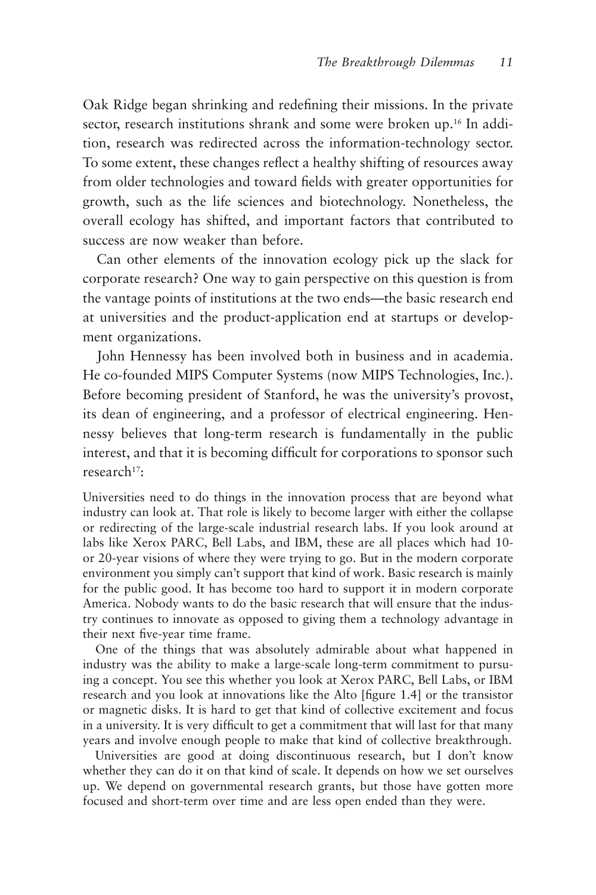Oak Ridge began shrinking and redefining their missions. In the private sector, research institutions shrank and some were broken up.[16] In addition, research was redirected across the information-technology sector. To some extent, these changes reflect a healthy shifting of resources away from older technologies and toward fields with greater opportunities for growth, such as the life sciences and biotechnology. Nonetheless, the overall ecology has shifted, and important factors that contributed to success are now weaker than before.

Can other elements of the innovation ecology pick up the slack for corporate research? One way to gain perspective on this question is from the vantage points of institutions at the two ends—the basic research end at universities and the product-application end at startups or development organizations.

John Hennessy has been involved both in business and in academia. He co-founded MIPS Computer Systems (now MIPS Technologies, Inc.). Before becoming president of Stanford, he was the university's provost, its dean of engineering, and a professor of electrical engineering. Hennessy believes that long-term research is fundamentally in the public interest, and that it is becoming difficult for corporations to sponsor such research[17]:

> Universities need to do things in the innovation process that are beyond what industry can look at. That role is likely to become larger with either the collapse or redirecting of the large-scale industrial research labs. If you look around at labs like Xerox PARC, Bell Labs, and IBM, these are all places which had 10- or 20-year visions of where they were trying to go. But in the modern corporate environment you simply can't support that kind of work. Basic research is mainly for the public good. It has become too hard to support it in modern corporate America. Nobody wants to do the basic research that will ensure that the industry continues to innovate as opposed to giving them a technology advantage in their next five-year time frame.
>
> One of the things that was absolutely admirable about what happened in industry was the ability to make a large-scale long-term commitment to pursuing a concept. You see this whether you look at Xerox PARC, Bell Labs, or IBM research and you look at innovations like the Alto [figure 1.4] or the transistor or magnetic disks. It is hard to get that kind of collective excitement and focus in a university. It is very difficult to get a commitment that will last for that many years and involve enough people to make that kind of collective breakthrough.
>
> Universities are good at doing discontinuous research, but I don't know whether they can do it on that kind of scale. It depends on how we set ourselves up. We depend on governmental research grants, but those have gotten more focused and short-term over time and are less open ended than they were.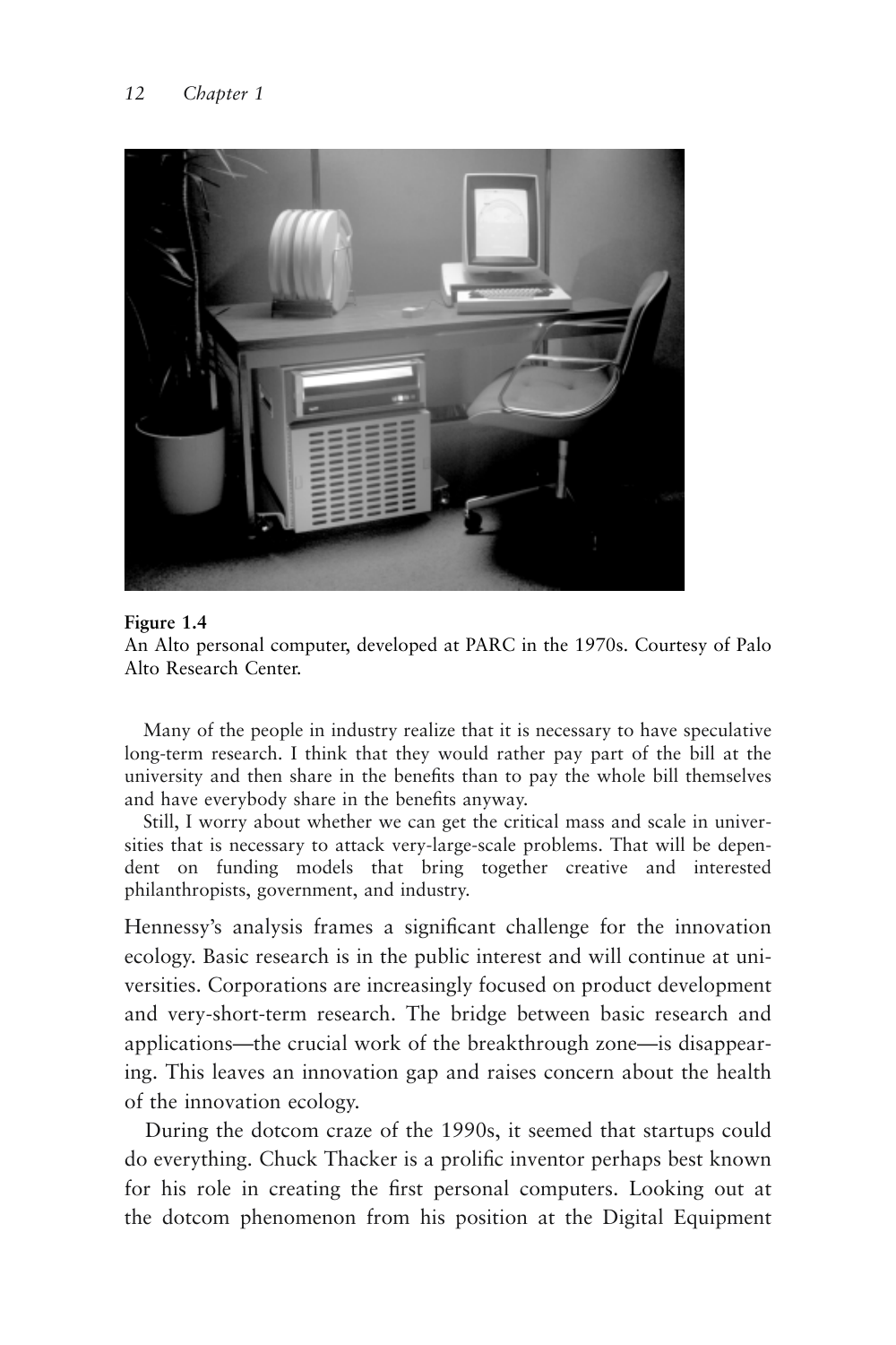**Figure 1.4**
An Alto personal computer, developed at PARC in the 1970s. Courtesy of Palo Alto Research Center.

> Many of the people in industry realize that it is necessary to have speculative long-term research. I think that they would rather pay part of the bill at the university and then share in the benefits than to pay the whole bill themselves and have everybody share in the benefits anyway.
>
> Still, I worry about whether we can get the critical mass and scale in universities that is necessary to attack very-large-scale problems. That will be dependent on funding models that bring together creative and interested philanthropists, government, and industry.

Hennessy's analysis frames a significant challenge for the innovation ecology. Basic research is in the public interest and will continue at universities. Corporations are increasingly focused on product development and very-short-term research. The bridge between basic research and applications—the crucial work of the breakthrough zone—is disappearing. This leaves an innovation gap and raises concern about the health of the innovation ecology.

During the dotcom craze of the 1990s, it seemed that startups could do everything. Chuck Thacker is a prolific inventor perhaps best known for his role in creating the first personal computers. Looking out at the dotcom phenomenon from his position at the Digital Equipment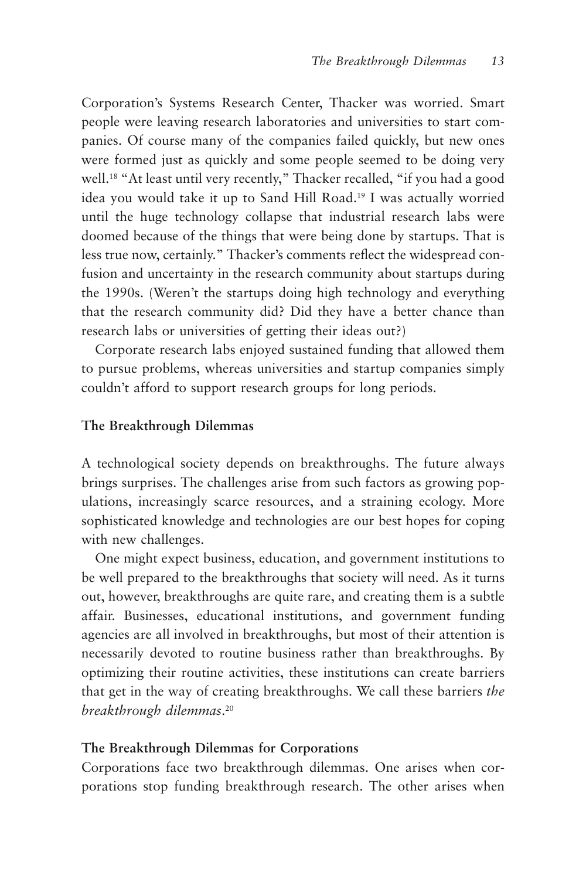Corporation's Systems Research Center, Thacker was worried. Smart people were leaving research laboratories and universities to start companies. Of course many of the companies failed quickly, but new ones were formed just as quickly and some people seemed to be doing very well.[18] "At least until very recently," Thacker recalled, "if you had a good idea you would take it up to Sand Hill Road.[19] I was actually worried until the huge technology collapse that industrial research labs were doomed because of the things that were being done by startups. That is less true now, certainly." Thacker's comments reflect the widespread confusion and uncertainty in the research community about startups during the 1990s. (Weren't the startups doing high technology and everything that the research community did? Did they have a better chance than research labs or universities of getting their ideas out?)

Corporate research labs enjoyed sustained funding that allowed them to pursue problems, whereas universities and startup companies simply couldn't afford to support research groups for long periods.

### The Breakthrough Dilemmas

A technological society depends on breakthroughs. The future always brings surprises. The challenges arise from such factors as growing populations, increasingly scarce resources, and a straining ecology. More sophisticated knowledge and technologies are our best hopes for coping with new challenges.

One might expect business, education, and government institutions to be well prepared to the breakthroughs that society will need. As it turns out, however, breakthroughs are quite rare, and creating them is a subtle affair. Businesses, educational institutions, and government funding agencies are all involved in breakthroughs, but most of their attention is necessarily devoted to routine business rather than breakthroughs. By optimizing their routine activities, these institutions can create barriers that get in the way of creating breakthroughs. We call these barriers *the breakthrough dilemmas*.[20]

### The Breakthrough Dilemmas for Corporations

Corporations face two breakthrough dilemmas. One arises when corporations stop funding breakthrough research. The other arises when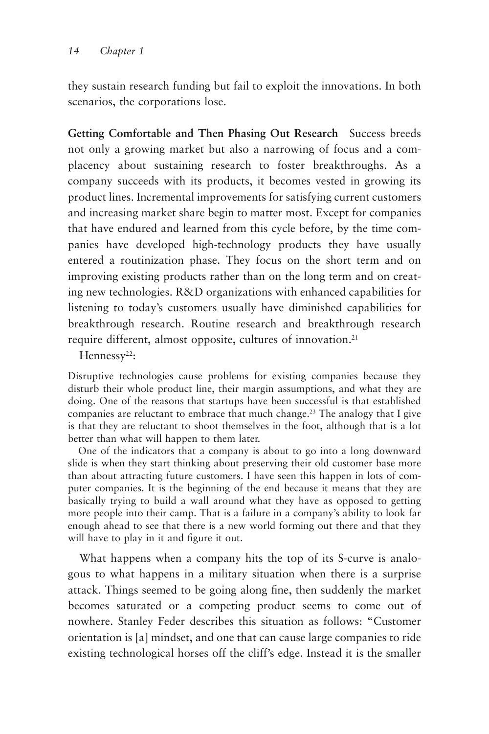they sustain research funding but fail to exploit the innovations. In both scenarios, the corporations lose.

**Getting Comfortable and Then Phasing Out Research** Success breeds not only a growing market but also a narrowing of focus and a complacency about sustaining research to foster breakthroughs. As a company succeeds with its products, it becomes vested in growing its product lines. Incremental improvements for satisfying current customers and increasing market share begin to matter most. Except for companies that have endured and learned from this cycle before, by the time companies have developed high-technology products they have usually entered a routinization phase. They focus on the short term and on improving existing products rather than on the long term and on creating new technologies. R&D organizations with enhanced capabilities for listening to today's customers usually have diminished capabilities for breakthrough research. Routine research and breakthrough research require different, almost opposite, cultures of innovation.[21]

Hennessy[22]:

> Disruptive technologies cause problems for existing companies because they disturb their whole product line, their margin assumptions, and what they are doing. One of the reasons that startups have been successful is that established companies are reluctant to embrace that much change.[23] The analogy that I give is that they are reluctant to shoot themselves in the foot, although that is a lot better than what will happen to them later.
>
> One of the indicators that a company is about to go into a long downward slide is when they start thinking about preserving their old customer base more than about attracting future customers. I have seen this happen in lots of computer companies. It is the beginning of the end because it means that they are basically trying to build a wall around what they have as opposed to getting more people into their camp. That is a failure in a company's ability to look far enough ahead to see that there is a new world forming out there and that they will have to play in it and figure it out.

What happens when a company hits the top of its S-curve is analogous to what happens in a military situation when there is a surprise attack. Things seemed to be going along fine, then suddenly the market becomes saturated or a competing product seems to come out of nowhere. Stanley Feder describes this situation as follows: "Customer orientation is [a] mindset, and one that can cause large companies to ride existing technological horses off the cliff's edge. Instead it is the smaller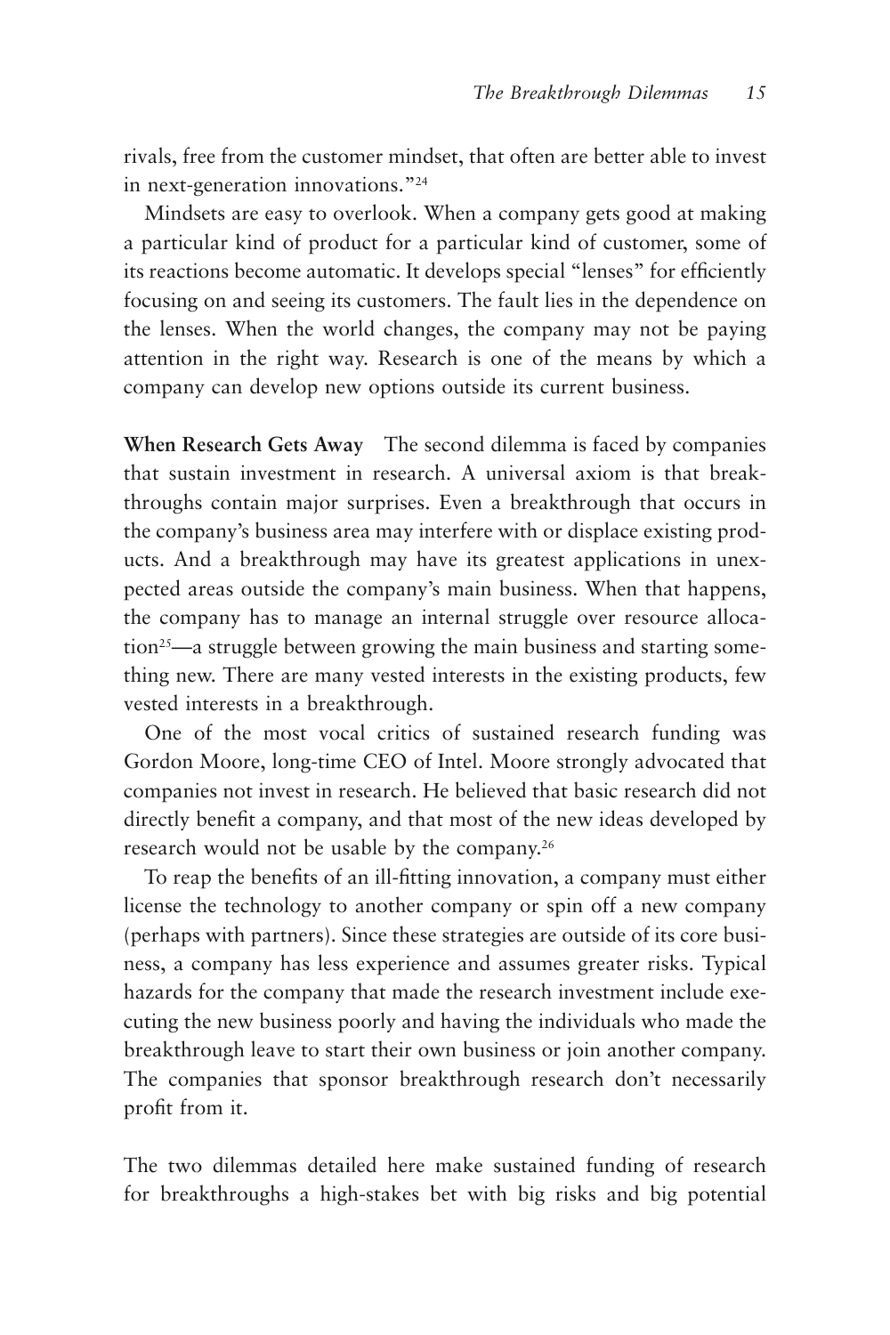rivals, free from the customer mindset, that often are better able to invest in next-generation innovations."[24]

Mindsets are easy to overlook. When a company gets good at making a particular kind of product for a particular kind of customer, some of its reactions become automatic. It develops special "lenses" for efficiently focusing on and seeing its customers. The fault lies in the dependence on the lenses. When the world changes, the company may not be paying attention in the right way. Research is one of the means by which a company can develop new options outside its current business.

**When Research Gets Away** The second dilemma is faced by companies that sustain investment in research. A universal axiom is that breakthroughs contain major surprises. Even a breakthrough that occurs in the company's business area may interfere with or displace existing products. And a breakthrough may have its greatest applications in unexpected areas outside the company's main business. When that happens, the company has to manage an internal struggle over resource allocation[25]—a struggle between growing the main business and starting something new. There are many vested interests in the existing products, few vested interests in a breakthrough.

One of the most vocal critics of sustained research funding was Gordon Moore, long-time CEO of Intel. Moore strongly advocated that companies not invest in research. He believed that basic research did not directly benefit a company, and that most of the new ideas developed by research would not be usable by the company.[26]

To reap the benefits of an ill-fitting innovation, a company must either license the technology to another company or spin off a new company (perhaps with partners). Since these strategies are outside of its core business, a company has less experience and assumes greater risks. Typical hazards for the company that made the research investment include executing the new business poorly and having the individuals who made the breakthrough leave to start their own business or join another company. The companies that sponsor breakthrough research don't necessarily profit from it.

The two dilemmas detailed here make sustained funding of research for breakthroughs a high-stakes bet with big risks and big potential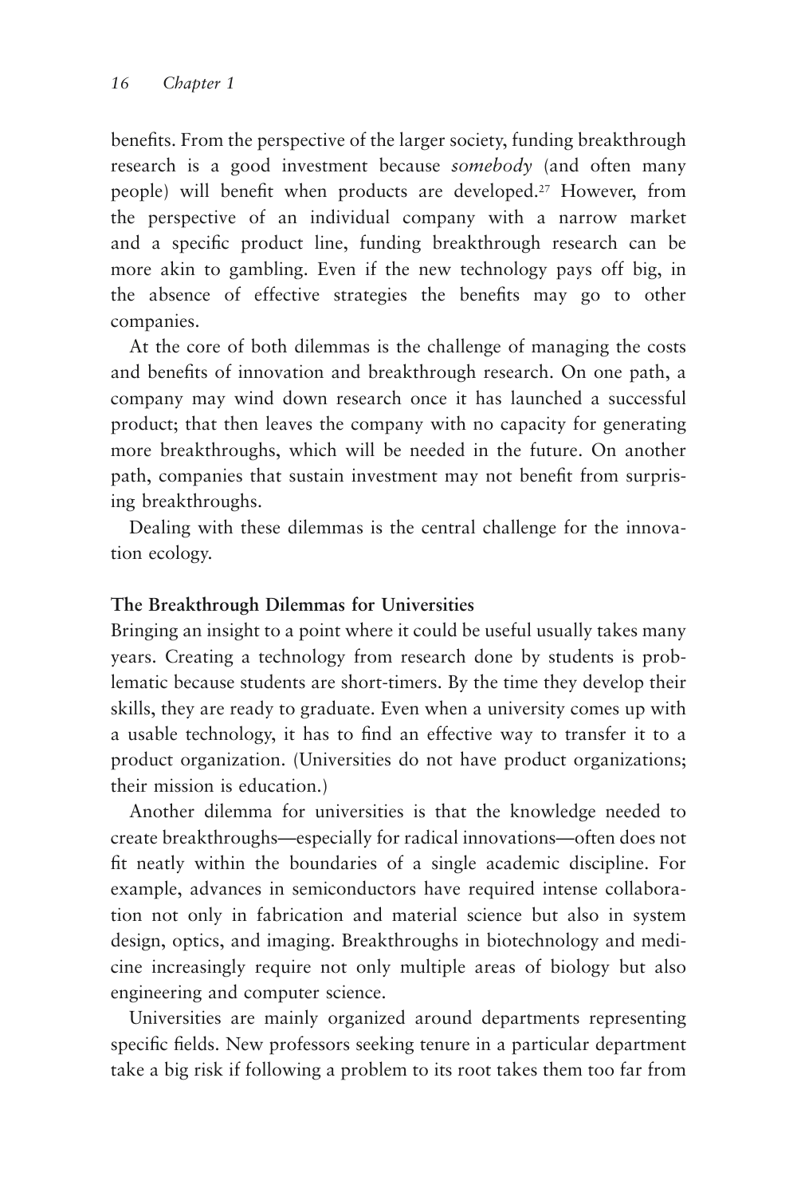benefits. From the perspective of the larger society, funding breakthrough research is a good investment because *somebody* (and often many people) will benefit when products are developed.[27] However, from the perspective of an individual company with a narrow market and a specific product line, funding breakthrough research can be more akin to gambling. Even if the new technology pays off big, in the absence of effective strategies the benefits may go to other companies.

At the core of both dilemmas is the challenge of managing the costs and benefits of innovation and breakthrough research. On one path, a company may wind down research once it has launched a successful product; that then leaves the company with no capacity for generating more breakthroughs, which will be needed in the future. On another path, companies that sustain investment may not benefit from surprising breakthroughs.

Dealing with these dilemmas is the central challenge for the innovation ecology.

### The Breakthrough Dilemmas for Universities

Bringing an insight to a point where it could be useful usually takes many years. Creating a technology from research done by students is problematic because students are short-timers. By the time they develop their skills, they are ready to graduate. Even when a university comes up with a usable technology, it has to find an effective way to transfer it to a product organization. (Universities do not have product organizations; their mission is education.)

Another dilemma for universities is that the knowledge needed to create breakthroughs—especially for radical innovations—often does not fit neatly within the boundaries of a single academic discipline. For example, advances in semiconductors have required intense collaboration not only in fabrication and material science but also in system design, optics, and imaging. Breakthroughs in biotechnology and medicine increasingly require not only multiple areas of biology but also engineering and computer science.

Universities are mainly organized around departments representing specific fields. New professors seeking tenure in a particular department take a big risk if following a problem to its root takes them too far from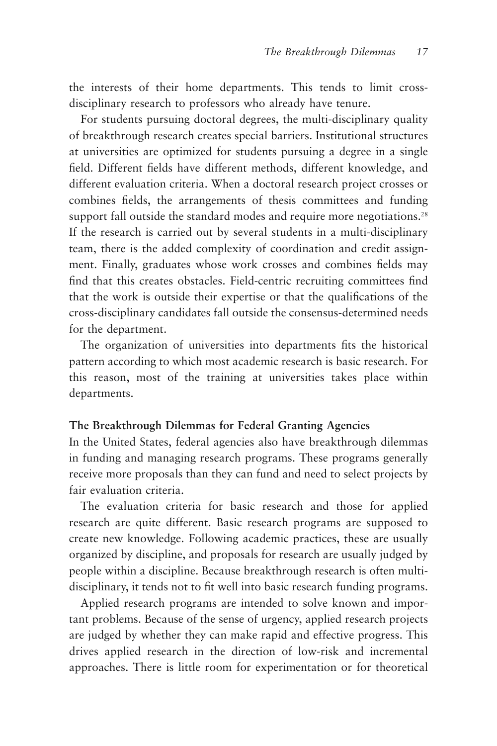the interests of their home departments. This tends to limit cross-disciplinary research to professors who already have tenure.

For students pursuing doctoral degrees, the multi-disciplinary quality of breakthrough research creates special barriers. Institutional structures at universities are optimized for students pursuing a degree in a single field. Different fields have different methods, different knowledge, and different evaluation criteria. When a doctoral research project crosses or combines fields, the arrangements of thesis committees and funding support fall outside the standard modes and require more negotiations.[28] If the research is carried out by several students in a multi-disciplinary team, there is the added complexity of coordination and credit assignment. Finally, graduates whose work crosses and combines fields may find that this creates obstacles. Field-centric recruiting committees find that the work is outside their expertise or that the qualifications of the cross-disciplinary candidates fall outside the consensus-determined needs for the department.

The organization of universities into departments fits the historical pattern according to which most academic research is basic research. For this reason, most of the training at universities takes place within departments.

### The Breakthrough Dilemmas for Federal Granting Agencies

In the United States, federal agencies also have breakthrough dilemmas in funding and managing research programs. These programs generally receive more proposals than they can fund and need to select projects by fair evaluation criteria.

The evaluation criteria for basic research and those for applied research are quite different. Basic research programs are supposed to create new knowledge. Following academic practices, these are usually organized by discipline, and proposals for research are usually judged by people within a discipline. Because breakthrough research is often multi-disciplinary, it tends not to fit well into basic research funding programs.

Applied research programs are intended to solve known and important problems. Because of the sense of urgency, applied research projects are judged by whether they can make rapid and effective progress. This drives applied research in the direction of low-risk and incremental approaches. There is little room for experimentation or for theoretical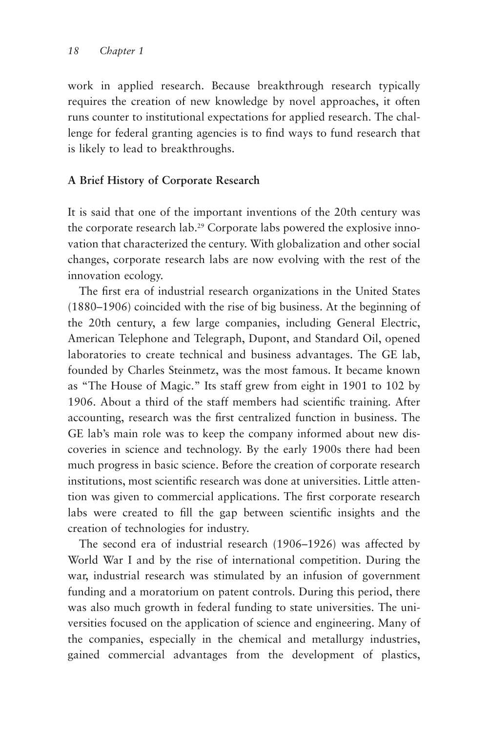work in applied research. Because breakthrough research typically requires the creation of new knowledge by novel approaches, it often runs counter to institutional expectations for applied research. The challenge for federal granting agencies is to find ways to fund research that is likely to lead to breakthroughs.

## A Brief History of Corporate Research

It is said that one of the important inventions of the 20th century was the corporate research lab.[29] Corporate labs powered the explosive innovation that characterized the century. With globalization and other social changes, corporate research labs are now evolving with the rest of the innovation ecology.

The first era of industrial research organizations in the United States (1880–1906) coincided with the rise of big business. At the beginning of the 20th century, a few large companies, including General Electric, American Telephone and Telegraph, Dupont, and Standard Oil, opened laboratories to create technical and business advantages. The GE lab, founded by Charles Steinmetz, was the most famous. It became known as "The House of Magic." Its staff grew from eight in 1901 to 102 by 1906. About a third of the staff members had scientific training. After accounting, research was the first centralized function in business. The GE lab's main role was to keep the company informed about new discoveries in science and technology. By the early 1900s there had been much progress in basic science. Before the creation of corporate research institutions, most scientific research was done at universities. Little attention was given to commercial applications. The first corporate research labs were created to fill the gap between scientific insights and the creation of technologies for industry.

The second era of industrial research (1906–1926) was affected by World War I and by the rise of international competition. During the war, industrial research was stimulated by an infusion of government funding and a moratorium on patent controls. During this period, there was also much growth in federal funding to state universities. The universities focused on the application of science and engineering. Many of the companies, especially in the chemical and metallurgy industries, gained commercial advantages from the development of plastics,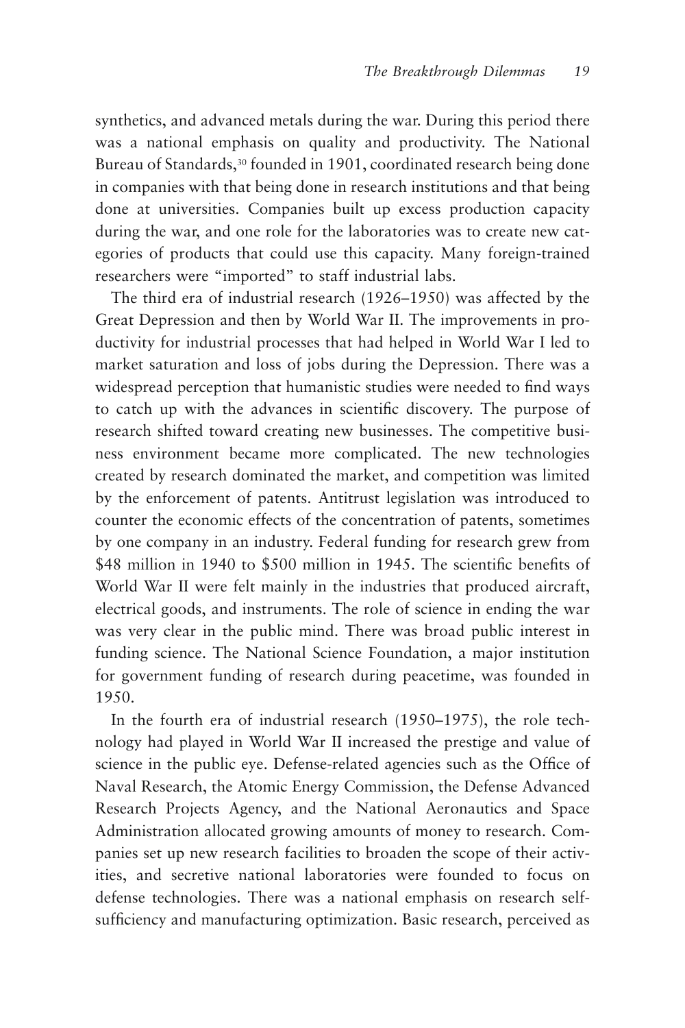synthetics, and advanced metals during the war. During this period there was a national emphasis on quality and productivity. The National Bureau of Standards,[30] founded in 1901, coordinated research being done in companies with that being done in research institutions and that being done at universities. Companies built up excess production capacity during the war, and one role for the laboratories was to create new categories of products that could use this capacity. Many foreign-trained researchers were "imported" to staff industrial labs.

The third era of industrial research (1926–1950) was affected by the Great Depression and then by World War II. The improvements in productivity for industrial processes that had helped in World War I led to market saturation and loss of jobs during the Depression. There was a widespread perception that humanistic studies were needed to find ways to catch up with the advances in scientific discovery. The purpose of research shifted toward creating new businesses. The competitive business environment became more complicated. The new technologies created by research dominated the market, and competition was limited by the enforcement of patents. Antitrust legislation was introduced to counter the economic effects of the concentration of patents, sometimes by one company in an industry. Federal funding for research grew from $48 million in 1940 to $500 million in 1945. The scientific benefits of World War II were felt mainly in the industries that produced aircraft, electrical goods, and instruments. The role of science in ending the war was very clear in the public mind. There was broad public interest in funding science. The National Science Foundation, a major institution for government funding of research during peacetime, was founded in 1950.

In the fourth era of industrial research (1950–1975), the role technology had played in World War II increased the prestige and value of science in the public eye. Defense-related agencies such as the Office of Naval Research, the Atomic Energy Commission, the Defense Advanced Research Projects Agency, and the National Aeronautics and Space Administration allocated growing amounts of money to research. Companies set up new research facilities to broaden the scope of their activities, and secretive national laboratories were founded to focus on defense technologies. There was a national emphasis on research self-sufficiency and manufacturing optimization. Basic research, perceived as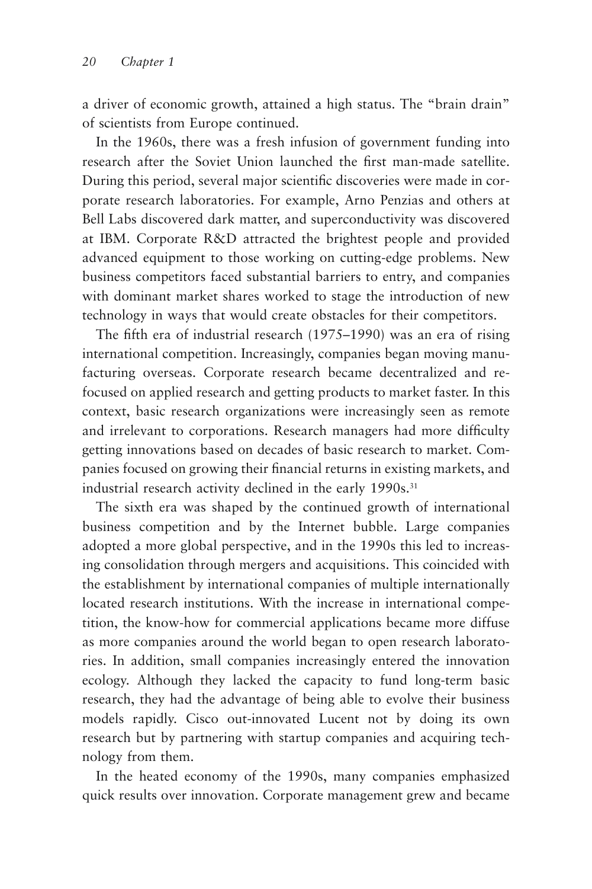a driver of economic growth, attained a high status. The "brain drain" of scientists from Europe continued.

In the 1960s, there was a fresh infusion of government funding into research after the Soviet Union launched the first man-made satellite. During this period, several major scientific discoveries were made in corporate research laboratories. For example, Arno Penzias and others at Bell Labs discovered dark matter, and superconductivity was discovered at IBM. Corporate R&D attracted the brightest people and provided advanced equipment to those working on cutting-edge problems. New business competitors faced substantial barriers to entry, and companies with dominant market shares worked to stage the introduction of new technology in ways that would create obstacles for their competitors.

The fifth era of industrial research (1975–1990) was an era of rising international competition. Increasingly, companies began moving manufacturing overseas. Corporate research became decentralized and refocused on applied research and getting products to market faster. In this context, basic research organizations were increasingly seen as remote and irrelevant to corporations. Research managers had more difficulty getting innovations based on decades of basic research to market. Companies focused on growing their financial returns in existing markets, and industrial research activity declined in the early 1990s.[31]

The sixth era was shaped by the continued growth of international business competition and by the Internet bubble. Large companies adopted a more global perspective, and in the 1990s this led to increasing consolidation through mergers and acquisitions. This coincided with the establishment by international companies of multiple internationally located research institutions. With the increase in international competition, the know-how for commercial applications became more diffuse as more companies around the world began to open research laboratories. In addition, small companies increasingly entered the innovation ecology. Although they lacked the capacity to fund long-term basic research, they had the advantage of being able to evolve their business models rapidly. Cisco out-innovated Lucent not by doing its own research but by partnering with startup companies and acquiring technology from them.

In the heated economy of the 1990s, many companies emphasized quick results over innovation. Corporate management grew and became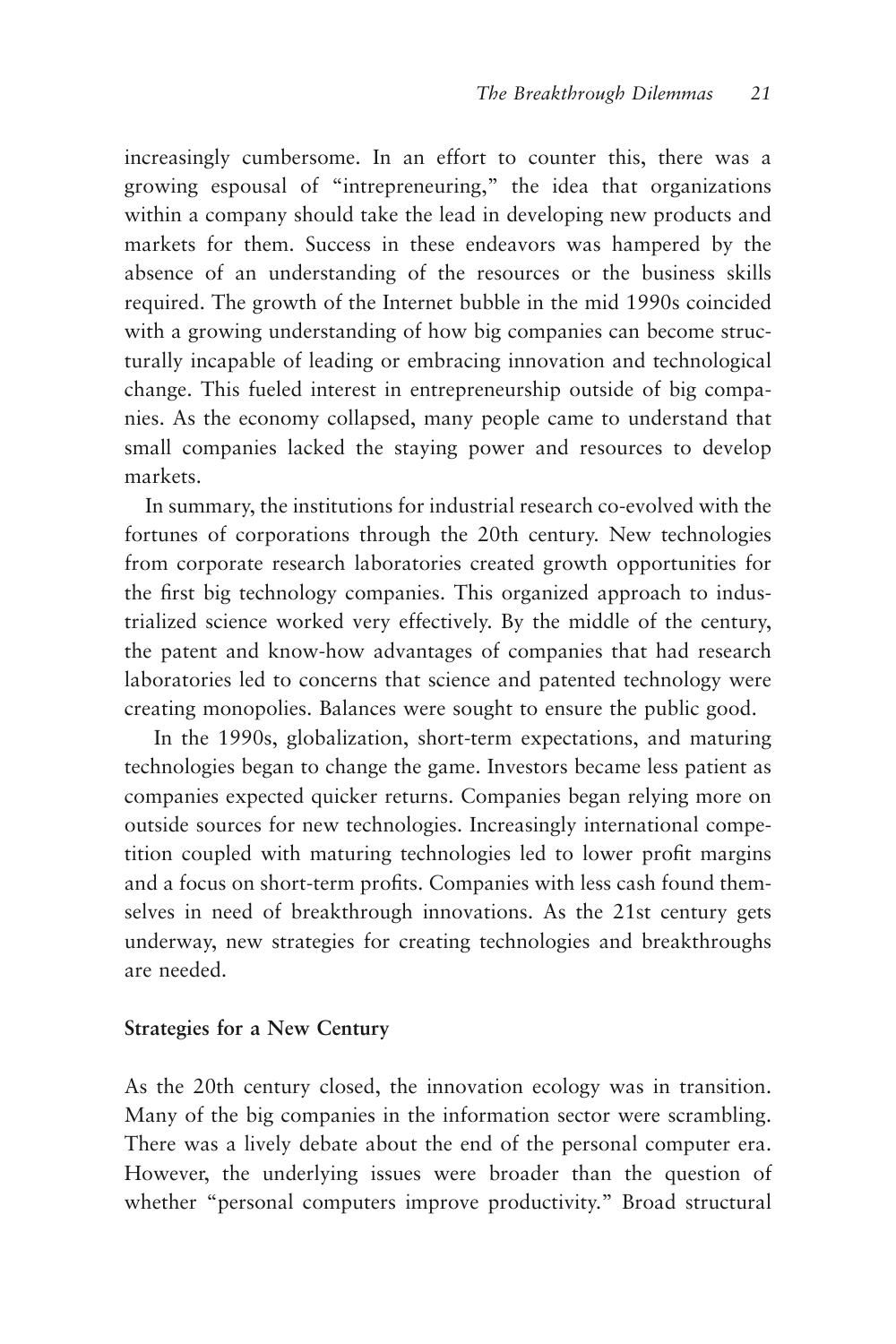increasingly cumbersome. In an effort to counter this, there was a growing espousal of "intrepreneuring," the idea that organizations within a company should take the lead in developing new products and markets for them. Success in these endeavors was hampered by the absence of an understanding of the resources or the business skills required. The growth of the Internet bubble in the mid 1990s coincided with a growing understanding of how big companies can become structurally incapable of leading or embracing innovation and technological change. This fueled interest in entrepreneurship outside of big companies. As the economy collapsed, many people came to understand that small companies lacked the staying power and resources to develop markets.

In summary, the institutions for industrial research co-evolved with the fortunes of corporations through the 20th century. New technologies from corporate research laboratories created growth opportunities for the first big technology companies. This organized approach to industrialized science worked very effectively. By the middle of the century, the patent and know-how advantages of companies that had research laboratories led to concerns that science and patented technology were creating monopolies. Balances were sought to ensure the public good.

In the 1990s, globalization, short-term expectations, and maturing technologies began to change the game. Investors became less patient as companies expected quicker returns. Companies began relying more on outside sources for new technologies. Increasingly international competition coupled with maturing technologies led to lower profit margins and a focus on short-term profits. Companies with less cash found themselves in need of breakthrough innovations. As the 21st century gets underway, new strategies for creating technologies and breakthroughs are needed.

## Strategies for a New Century

As the 20th century closed, the innovation ecology was in transition. Many of the big companies in the information sector were scrambling. There was a lively debate about the end of the personal computer era. However, the underlying issues were broader than the question of whether "personal computers improve productivity." Broad structural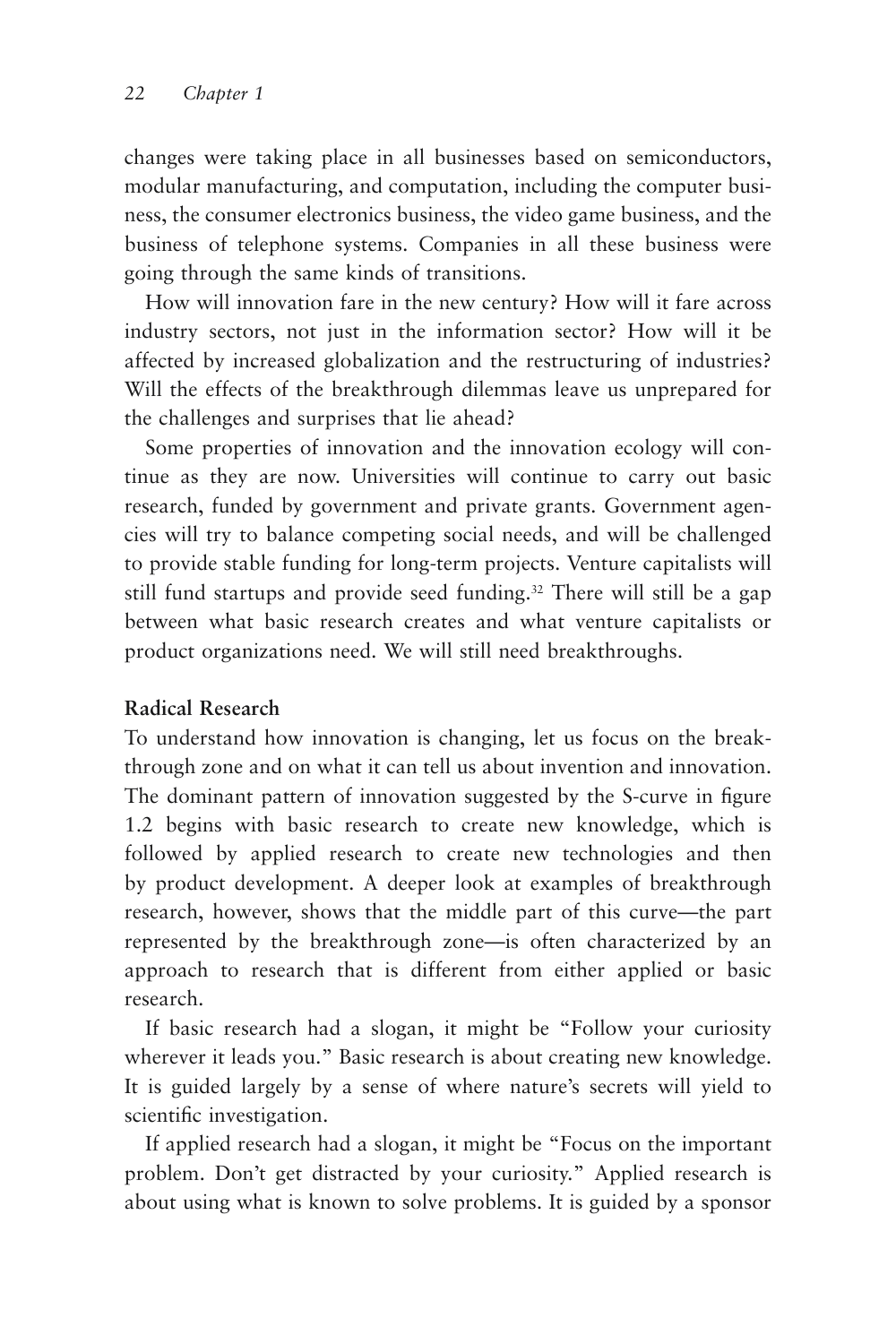changes were taking place in all businesses based on semiconductors, modular manufacturing, and computation, including the computer business, the consumer electronics business, the video game business, and the business of telephone systems. Companies in all these business were going through the same kinds of transitions.

How will innovation fare in the new century? How will it fare across industry sectors, not just in the information sector? How will it be affected by increased globalization and the restructuring of industries? Will the effects of the breakthrough dilemmas leave us unprepared for the challenges and surprises that lie ahead?

Some properties of innovation and the innovation ecology will continue as they are now. Universities will continue to carry out basic research, funded by government and private grants. Government agencies will try to balance competing social needs, and will be challenged to provide stable funding for long-term projects. Venture capitalists will still fund startups and provide seed funding.[32] There will still be a gap between what basic research creates and what venture capitalists or product organizations need. We will still need breakthroughs.

### Radical Research

To understand how innovation is changing, let us focus on the breakthrough zone and on what it can tell us about invention and innovation. The dominant pattern of innovation suggested by the S-curve in figure 1.2 begins with basic research to create new knowledge, which is followed by applied research to create new technologies and then by product development. A deeper look at examples of breakthrough research, however, shows that the middle part of this curve—the part represented by the breakthrough zone—is often characterized by an approach to research that is different from either applied or basic research.

If basic research had a slogan, it might be "Follow your curiosity wherever it leads you." Basic research is about creating new knowledge. It is guided largely by a sense of where nature's secrets will yield to scientific investigation.

If applied research had a slogan, it might be "Focus on the important problem. Don't get distracted by your curiosity." Applied research is about using what is known to solve problems. It is guided by a sponsor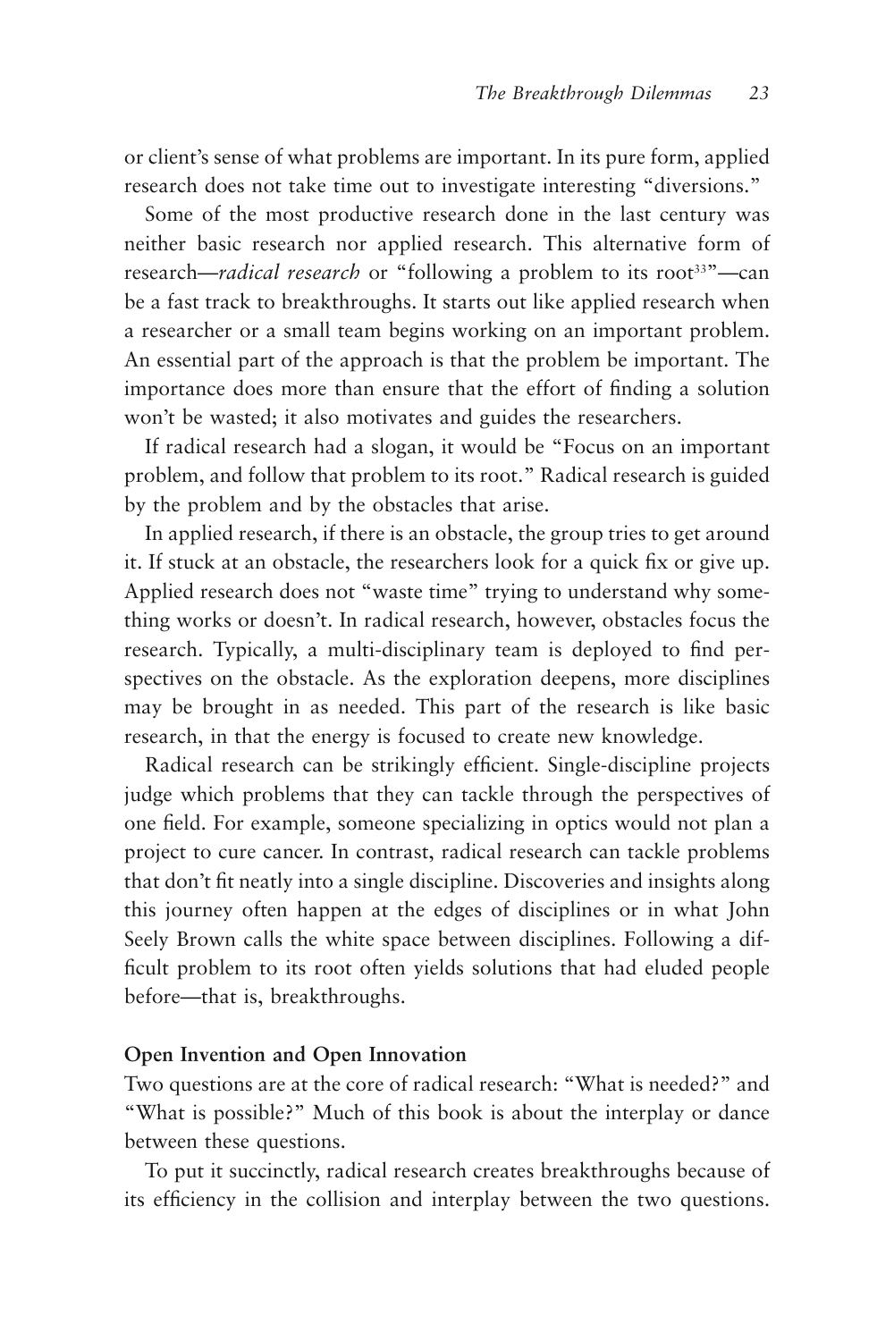or client's sense of what problems are important. In its pure form, applied research does not take time out to investigate interesting "diversions."

Some of the most productive research done in the last century was neither basic research nor applied research. This alternative form of research—*radical research* or "following a problem to its root[33]"—can be a fast track to breakthroughs. It starts out like applied research when a researcher or a small team begins working on an important problem. An essential part of the approach is that the problem be important. The importance does more than ensure that the effort of finding a solution won't be wasted; it also motivates and guides the researchers.

If radical research had a slogan, it would be "Focus on an important problem, and follow that problem to its root." Radical research is guided by the problem and by the obstacles that arise.

In applied research, if there is an obstacle, the group tries to get around it. If stuck at an obstacle, the researchers look for a quick fix or give up. Applied research does not "waste time" trying to understand why something works or doesn't. In radical research, however, obstacles focus the research. Typically, a multi-disciplinary team is deployed to find perspectives on the obstacle. As the exploration deepens, more disciplines may be brought in as needed. This part of the research is like basic research, in that the energy is focused to create new knowledge.

Radical research can be strikingly efficient. Single-discipline projects judge which problems that they can tackle through the perspectives of one field. For example, someone specializing in optics would not plan a project to cure cancer. In contrast, radical research can tackle problems that don't fit neatly into a single discipline. Discoveries and insights along this journey often happen at the edges of disciplines or in what John Seely Brown calls the white space between disciplines. Following a difficult problem to its root often yields solutions that had eluded people before—that is, breakthroughs.

### Open Invention and Open Innovation

Two questions are at the core of radical research: "What is needed?" and "What is possible?" Much of this book is about the interplay or dance between these questions.

To put it succinctly, radical research creates breakthroughs because of its efficiency in the collision and interplay between the two questions.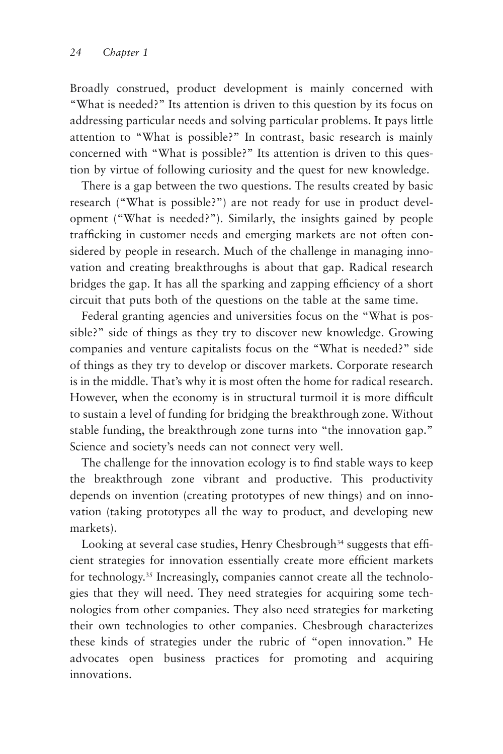Broadly construed, product development is mainly concerned with "What is needed?" Its attention is driven to this question by its focus on addressing particular needs and solving particular problems. It pays little attention to "What is possible?" In contrast, basic research is mainly concerned with "What is possible?" Its attention is driven to this question by virtue of following curiosity and the quest for new knowledge.

There is a gap between the two questions. The results created by basic research ("What is possible?") are not ready for use in product development ("What is needed?"). Similarly, the insights gained by people trafficking in customer needs and emerging markets are not often considered by people in research. Much of the challenge in managing innovation and creating breakthroughs is about that gap. Radical research bridges the gap. It has all the sparking and zapping efficiency of a short circuit that puts both of the questions on the table at the same time.

Federal granting agencies and universities focus on the "What is possible?" side of things as they try to discover new knowledge. Growing companies and venture capitalists focus on the "What is needed?" side of things as they try to develop or discover markets. Corporate research is in the middle. That's why it is most often the home for radical research. However, when the economy is in structural turmoil it is more difficult to sustain a level of funding for bridging the breakthrough zone. Without stable funding, the breakthrough zone turns into "the innovation gap." Science and society's needs can not connect very well.

The challenge for the innovation ecology is to find stable ways to keep the breakthrough zone vibrant and productive. This productivity depends on invention (creating prototypes of new things) and on innovation (taking prototypes all the way to product, and developing new markets).

Looking at several case studies, Henry Chesbrough[34] suggests that efficient strategies for innovation essentially create more efficient markets for technology.[35] Increasingly, companies cannot create all the technologies that they will need. They need strategies for acquiring some technologies from other companies. They also need strategies for marketing their own technologies to other companies. Chesbrough characterizes these kinds of strategies under the rubric of "open innovation." He advocates open business practices for promoting and acquiring innovations.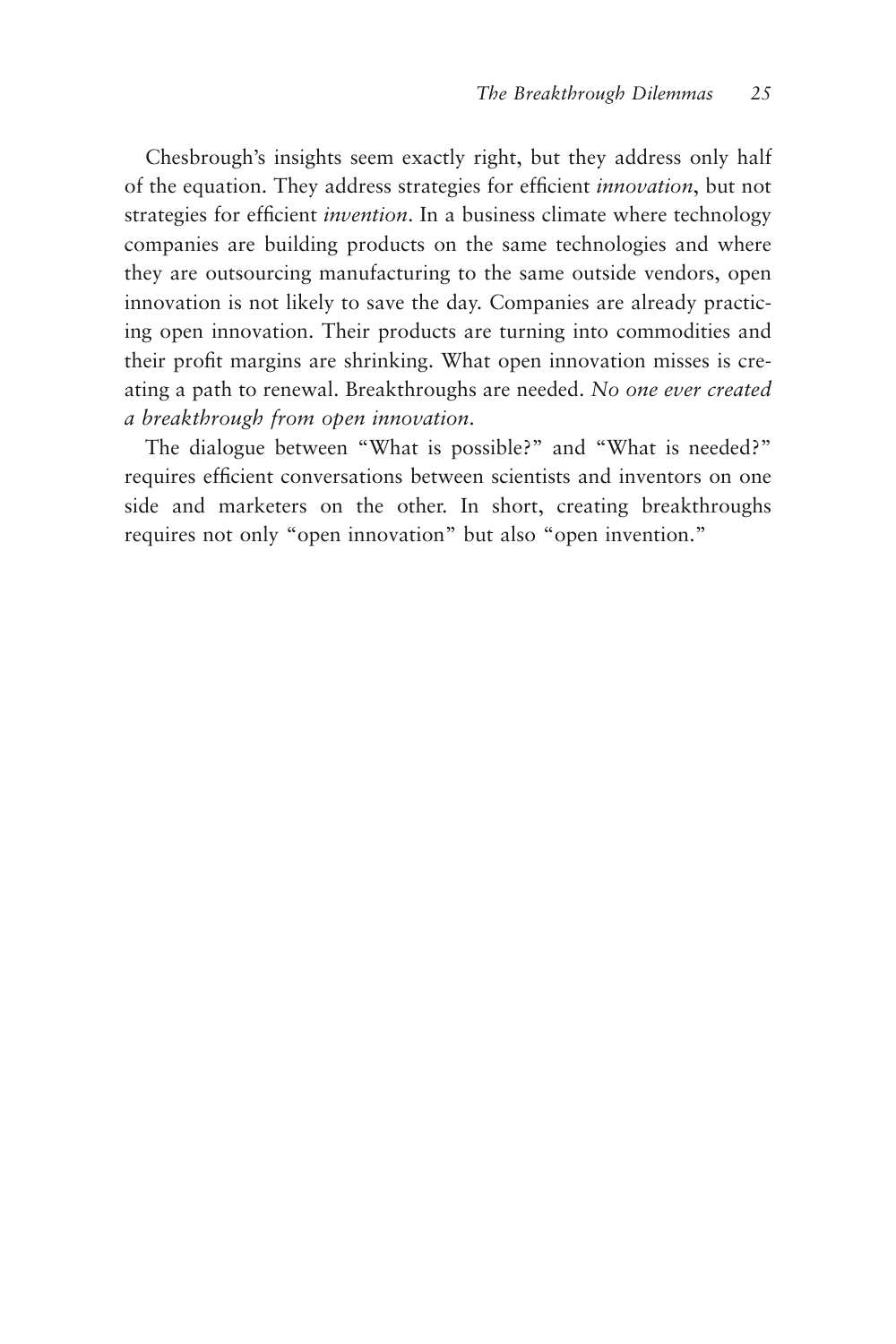Chesbrough's insights seem exactly right, but they address only half of the equation. They address strategies for efficient *innovation*, but not strategies for efficient *invention*. In a business climate where technology companies are building products on the same technologies and where they are outsourcing manufacturing to the same outside vendors, open innovation is not likely to save the day. Companies are already practicing open innovation. Their products are turning into commodities and their profit margins are shrinking. What open innovation misses is creating a path to renewal. Breakthroughs are needed. *No one ever created a breakthrough from open innovation.*

The dialogue between "What is possible?" and "What is needed?" requires efficient conversations between scientists and inventors on one side and marketers on the other. In short, creating breakthroughs requires not only "open innovation" but also "open invention."